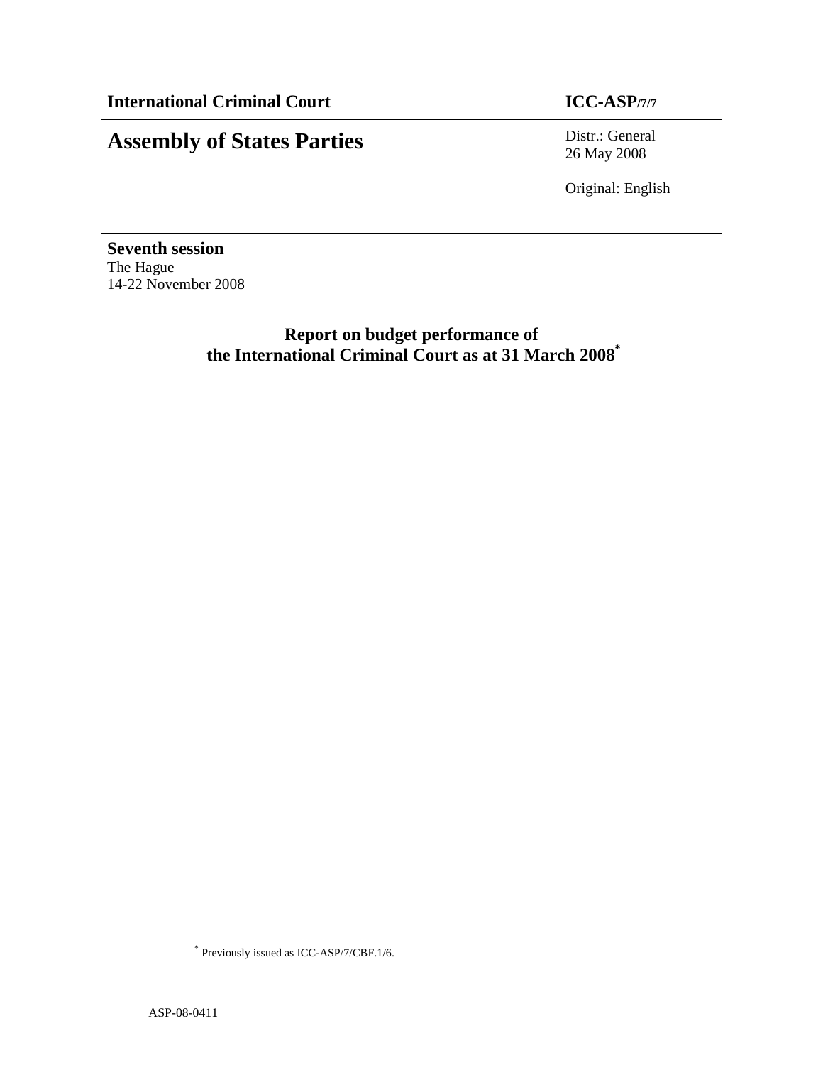**International Criminal Court** **ICC-ASP/7/7**

# Assembly of States Parties

Distr.: General
26 May 2008

Original: English

**Seventh session**
The Hague
14-22 November 2008

## Report on budget performance of the International Criminal Court as at 31 March 2008[*]

[*] Previously issued as ICC-ASP/7/CBF.1/6.

ASP-08-0411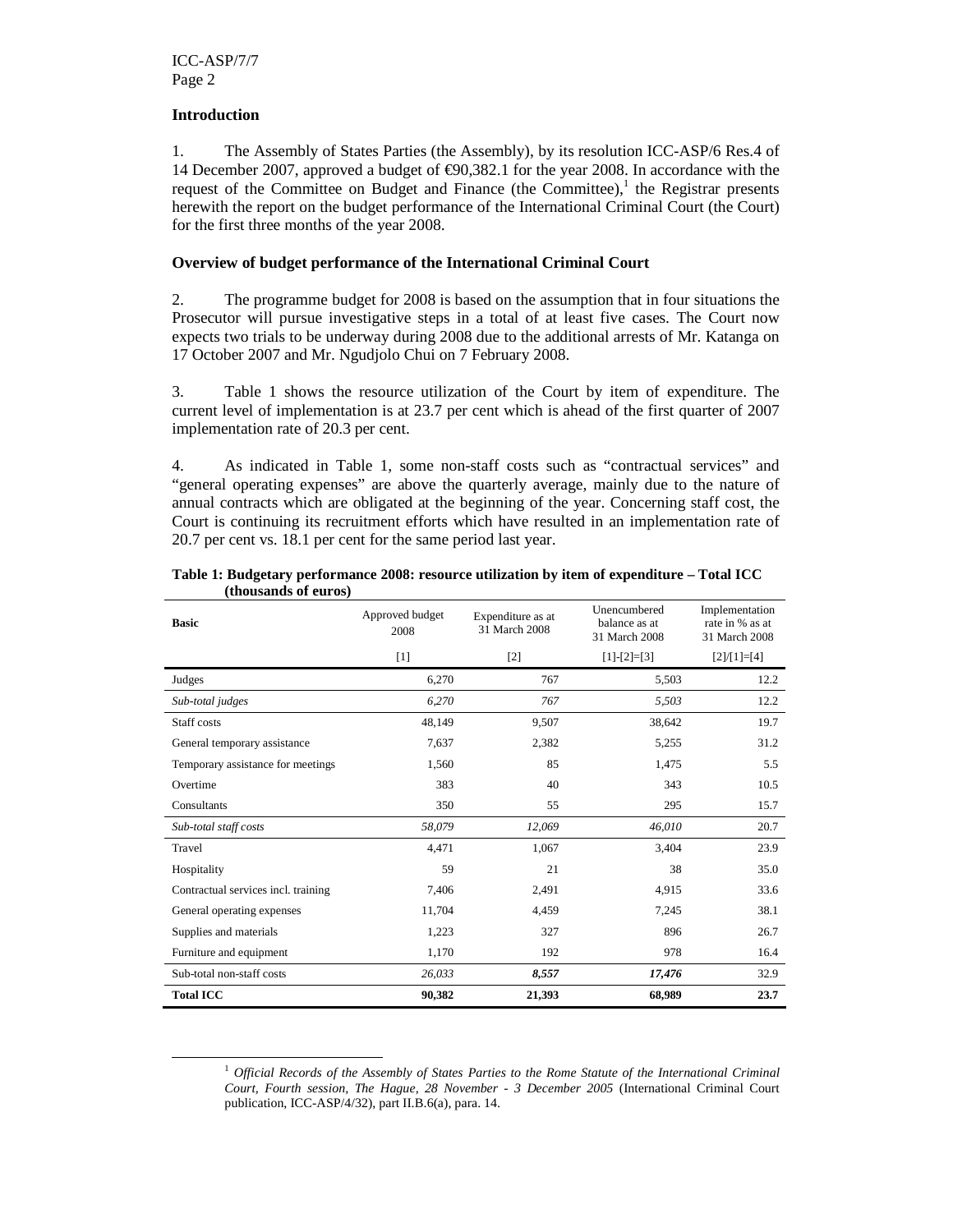## Introduction

1. The Assembly of States Parties (the Assembly), by its resolution ICC-ASP/6 Res.4 of 14 December 2007, approved a budget of €90,382.1 for the year 2008. In accordance with the request of the Committee on Budget and Finance (the Committee),[1] the Registrar presents herewith the report on the budget performance of the International Criminal Court (the Court) for the first three months of the year 2008.

## Overview of budget performance of the International Criminal Court

2. The programme budget for 2008 is based on the assumption that in four situations the Prosecutor will pursue investigative steps in a total of at least five cases. The Court now expects two trials to be underway during 2008 due to the additional arrests of Mr. Katanga on 17 October 2007 and Mr. Ngudjolo Chui on 7 February 2008.

3. Table 1 shows the resource utilization of the Court by item of expenditure. The current level of implementation is at 23.7 per cent which is ahead of the first quarter of 2007 implementation rate of 20.3 per cent.

4. As indicated in Table 1, some non-staff costs such as "contractual services" and "general operating expenses" are above the quarterly average, mainly due to the nature of annual contracts which are obligated at the beginning of the year. Concerning staff cost, the Court is continuing its recruitment efforts which have resulted in an implementation rate of 20.7 per cent vs. 18.1 per cent for the same period last year.

**Table 1: Budgetary performance 2008: resource utilization by item of expenditure – Total ICC (thousands of euros)**

| **Basic** | Approved budget 2008 | Expenditure as at 31 March 2008 | Unencumbered balance as at 31 March 2008 | Implementation rate in % as at 31 March 2008 |
|---|---|---|---|---|
| | [1] | [2] | [1]-[2]=[3] | [2]/[1]=[4] |
| Judges | 6,270 | 767 | 5,503 | 12.2 |
| *Sub-total judges* | *6,270* | *767* | *5,503* | 12.2 |
| Staff costs | 48,149 | 9,507 | 38,642 | 19.7 |
| General temporary assistance | 7,637 | 2,382 | 5,255 | 31.2 |
| Temporary assistance for meetings | 1,560 | 85 | 1,475 | 5.5 |
| Overtime | 383 | 40 | 343 | 10.5 |
| Consultants | 350 | 55 | 295 | 15.7 |
| *Sub-total staff costs* | *58,079* | *12,069* | *46,010* | 20.7 |
| Travel | 4,471 | 1,067 | 3,404 | 23.9 |
| Hospitality | 59 | 21 | 38 | 35.0 |
| Contractual services incl. training | 7,406 | 2,491 | 4,915 | 33.6 |
| General operating expenses | 11,704 | 4,459 | 7,245 | 38.1 |
| Supplies and materials | 1,223 | 327 | 896 | 26.7 |
| Furniture and equipment | 1,170 | 192 | 978 | 16.4 |
| Sub-total non-staff costs | *26,033* | ***8,557*** | ***17,476*** | 32.9 |
| **Total ICC** | **90,382** | **21,393** | **68,989** | **23.7** |

[1] *Official Records of the Assembly of States Parties to the Rome Statute of the International Criminal Court, Fourth session, The Hague, 28 November - 3 December 2005* (International Criminal Court publication, ICC-ASP/4/32), part II.B.6(a), para. 14.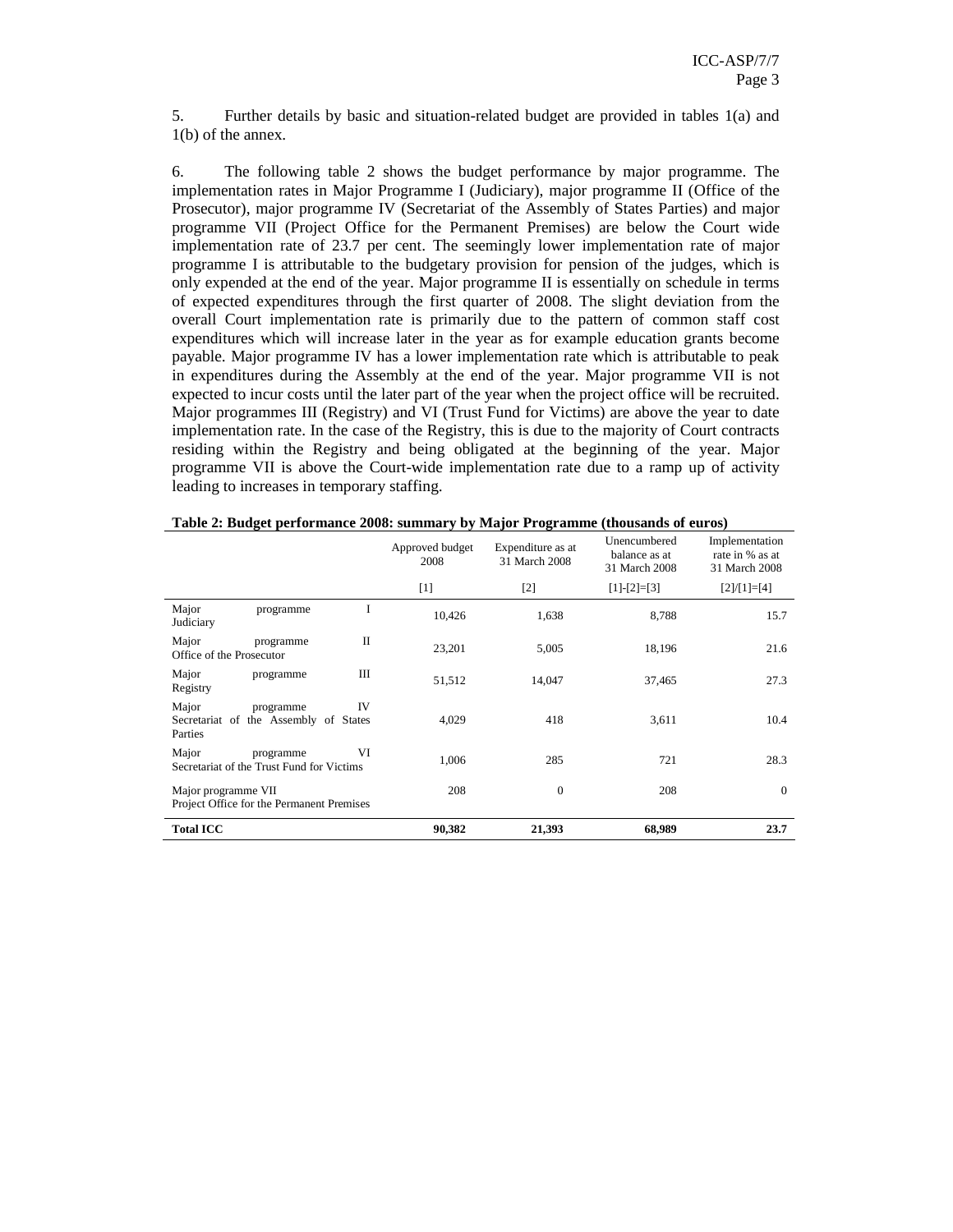5. Further details by basic and situation-related budget are provided in tables 1(a) and 1(b) of the annex.

6. The following table 2 shows the budget performance by major programme. The implementation rates in Major Programme I (Judiciary), major programme II (Office of the Prosecutor), major programme IV (Secretariat of the Assembly of States Parties) and major programme VII (Project Office for the Permanent Premises) are below the Court wide implementation rate of 23.7 per cent. The seemingly lower implementation rate of major programme I is attributable to the budgetary provision for pension of the judges, which is only expended at the end of the year. Major programme II is essentially on schedule in terms of expected expenditures through the first quarter of 2008. The slight deviation from the overall Court implementation rate is primarily due to the pattern of common staff cost expenditures which will increase later in the year as for example education grants become payable. Major programme IV has a lower implementation rate which is attributable to peak in expenditures during the Assembly at the end of the year. Major programme VII is not expected to incur costs until the later part of the year when the project office will be recruited. Major programmes III (Registry) and VI (Trust Fund for Victims) are above the year to date implementation rate. In the case of the Registry, this is due to the majority of Court contracts residing within the Registry and being obligated at the beginning of the year. Major programme VII is above the Court-wide implementation rate due to a ramp up of activity leading to increases in temporary staffing.

**Table 2: Budget performance 2008: summary by Major Programme (thousands of euros)**

| | Approved budget 2008 | Expenditure as at 31 March 2008 | Unencumbered balance as at 31 March 2008 | Implementation rate in % as at 31 March 2008 |
|---|---|---|---|---|
| | [1] | [2] | [1]-[2]=[3] | [2]/[1]=[4] |
| Major programme I Judiciary | 10,426 | 1,638 | 8,788 | 15.7 |
| Major programme II Office of the Prosecutor | 23,201 | 5,005 | 18,196 | 21.6 |
| Major programme III Registry | 51,512 | 14,047 | 37,465 | 27.3 |
| Major programme IV Secretariat of the Assembly of States Parties | 4,029 | 418 | 3,611 | 10.4 |
| Major programme VI Secretariat of the Trust Fund for Victims | 1,006 | 285 | 721 | 28.3 |
| Major programme VII Project Office for the Permanent Premises | 208 | 0 | 208 | 0 |
| **Total ICC** | **90,382** | **21,393** | **68,989** | **23.7** |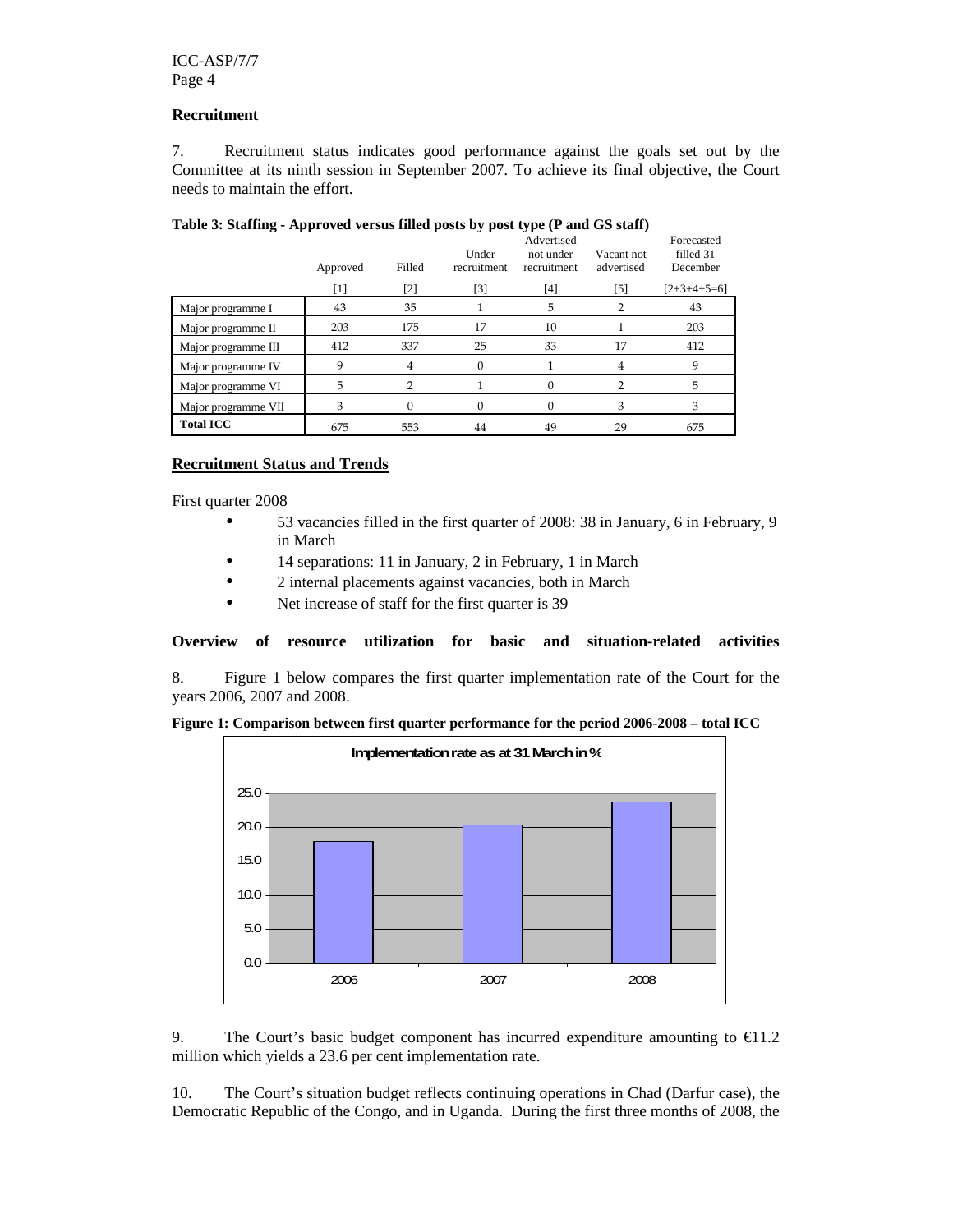## Recruitment

7. Recruitment status indicates good performance against the goals set out by the Committee at its ninth session in September 2007. To achieve its final objective, the Court needs to maintain the effort.

**Table 3: Staffing - Approved versus filled posts by post type (P and GS staff)**

| | Approved | Filled | Under recruitment | Advertised not under recruitment | Vacant not advertised | Forecasted filled 31 December |
|---|---|---|---|---|---|---|
| | [1] | [2] | [3] | [4] | [5] | [2+3+4+5=6] |
| Major programme I | 43 | 35 | 1 | 5 | 2 | 43 |
| Major programme II | 203 | 175 | 17 | 10 | 1 | 203 |
| Major programme III | 412 | 337 | 25 | 33 | 17 | 412 |
| Major programme IV | 9 | 4 | 0 | 1 | 4 | 9 |
| Major programme VI | 5 | 2 | 1 | 0 | 2 | 5 |
| Major programme VII | 3 | 0 | 0 | 0 | 3 | 3 |
| **Total ICC** | 675 | 553 | 44 | 49 | 29 | 675 |

## Recruitment Status and Trends

First quarter 2008

- 53 vacancies filled in the first quarter of 2008: 38 in January, 6 in February, 9 in March
- 14 separations: 11 in January, 2 in February, 1 in March
- 2 internal placements against vacancies, both in March
- Net increase of staff for the first quarter is 39

## Overview of resource utilization for basic and situation-related activities

8. Figure 1 below compares the first quarter implementation rate of the Court for the years 2006, 2007 and 2008.

**Figure 1: Comparison between first quarter performance for the period 2006-2008 – total ICC**

Implementation rate as at 31 March in %

9. The Court's basic budget component has incurred expenditure amounting to €11.2 million which yields a 23.6 per cent implementation rate.

10. The Court's situation budget reflects continuing operations in Chad (Darfur case), the Democratic Republic of the Congo, and in Uganda. During the first three months of 2008, the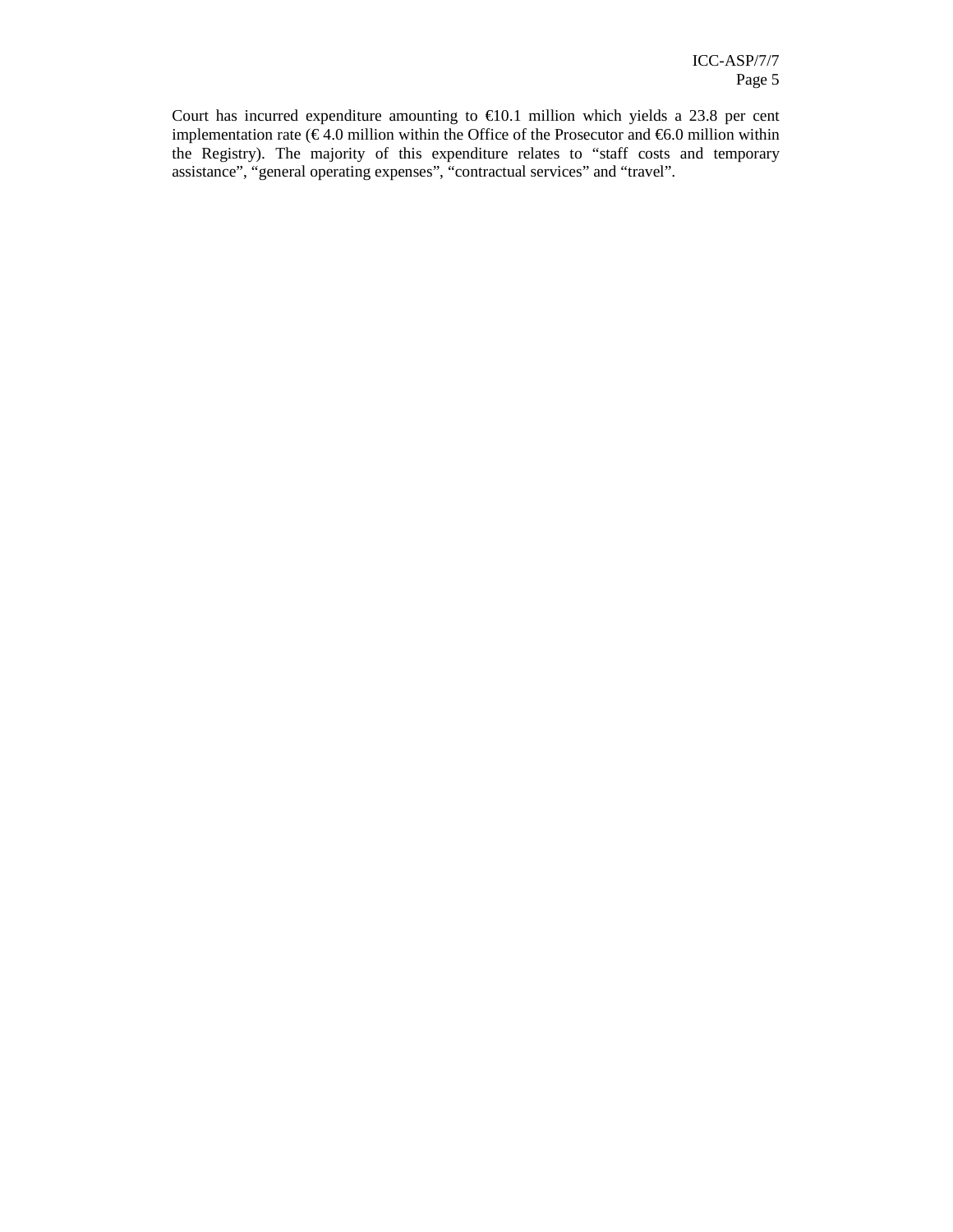Court has incurred expenditure amounting to €10.1 million which yields a 23.8 per cent implementation rate (€ 4.0 million within the Office of the Prosecutor and €6.0 million within the Registry). The majority of this expenditure relates to "staff costs and temporary assistance", "general operating expenses", "contractual services" and "travel".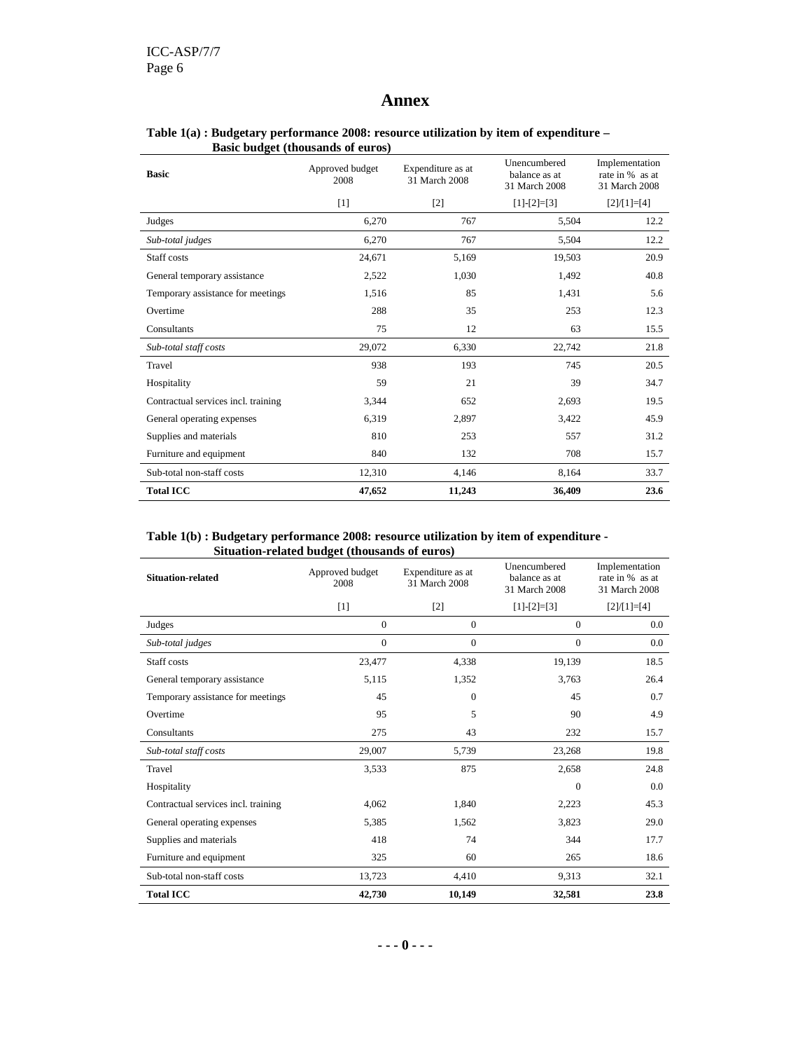# Annex

**Table 1(a) : Budgetary performance 2008: resource utilization by item of expenditure – Basic budget (thousands of euros)**

| **Basic** | Approved budget 2008 | Expenditure as at 31 March 2008 | Unencumbered balance as at 31 March 2008 | Implementation rate in % as at 31 March 2008 |
|---|---|---|---|---|
| | [1] | [2] | [1]-[2]=[3] | [2]/[1]=[4] |
| Judges | 6,270 | 767 | 5,504 | 12.2 |
| *Sub-total judges* | 6,270 | 767 | 5,504 | 12.2 |
| Staff costs | 24,671 | 5,169 | 19,503 | 20.9 |
| General temporary assistance | 2,522 | 1,030 | 1,492 | 40.8 |
| Temporary assistance for meetings | 1,516 | 85 | 1,431 | 5.6 |
| Overtime | 288 | 35 | 253 | 12.3 |
| Consultants | 75 | 12 | 63 | 15.5 |
| *Sub-total staff costs* | 29,072 | 6,330 | 22,742 | 21.8 |
| Travel | 938 | 193 | 745 | 20.5 |
| Hospitality | 59 | 21 | 39 | 34.7 |
| Contractual services incl. training | 3,344 | 652 | 2,693 | 19.5 |
| General operating expenses | 6,319 | 2,897 | 3,422 | 45.9 |
| Supplies and materials | 810 | 253 | 557 | 31.2 |
| Furniture and equipment | 840 | 132 | 708 | 15.7 |
| Sub-total non-staff costs | 12,310 | 4,146 | 8,164 | 33.7 |
| **Total ICC** | **47,652** | **11,243** | **36,409** | **23.6** |

**Table 1(b) : Budgetary performance 2008: resource utilization by item of expenditure - Situation-related budget (thousands of euros)**

| **Situation-related** | Approved budget 2008 | Expenditure as at 31 March 2008 | Unencumbered balance as at 31 March 2008 | Implementation rate in % as at 31 March 2008 |
|---|---|---|---|---|
| | [1] | [2] | [1]-[2]=[3] | [2]/[1]=[4] |
| Judges | 0 | 0 | 0 | 0.0 |
| *Sub-total judges* | 0 | 0 | 0 | 0.0 |
| Staff costs | 23,477 | 4,338 | 19,139 | 18.5 |
| General temporary assistance | 5,115 | 1,352 | 3,763 | 26.4 |
| Temporary assistance for meetings | 45 | 0 | 45 | 0.7 |
| Overtime | 95 | 5 | 90 | 4.9 |
| Consultants | 275 | 43 | 232 | 15.7 |
| *Sub-total staff costs* | 29,007 | 5,739 | 23,268 | 19.8 |
| Travel | 3,533 | 875 | 2,658 | 24.8 |
| Hospitality | | | 0 | 0.0 |
| Contractual services incl. training | 4,062 | 1,840 | 2,223 | 45.3 |
| General operating expenses | 5,385 | 1,562 | 3,823 | 29.0 |
| Supplies and materials | 418 | 74 | 344 | 17.7 |
| Furniture and equipment | 325 | 60 | 265 | 18.6 |
| Sub-total non-staff costs | 13,723 | 4,410 | 9,313 | 32.1 |
| **Total ICC** | **42,730** | **10,149** | **32,581** | **23.8** |

- - - 0 - - -